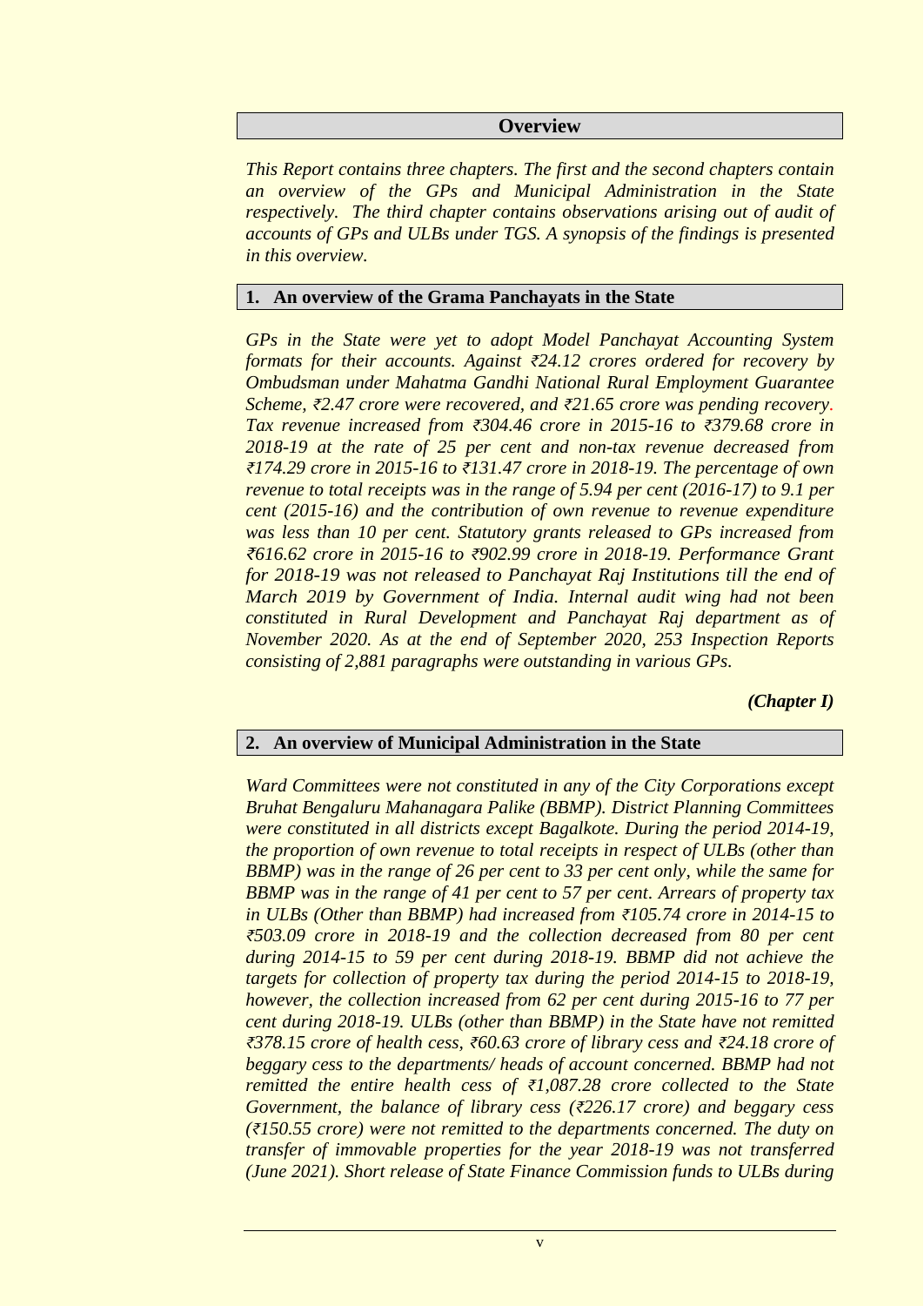## Overview

*This Report contains three chapters. The first and the second chapters contain an overview of the GPs and Municipal Administration in the State respectively. The third chapter contains observations arising out of audit of accounts of GPs and ULBs under TGS. A synopsis of the findings is presented in this overview.*

### 1. An overview of the Grama Panchayats in the State

*GPs in the State were yet to adopt Model Panchayat Accounting System formats for their accounts. Against ₹24.12 crores ordered for recovery by Ombudsman under Mahatma Gandhi National Rural Employment Guarantee Scheme, ₹2.47 crore were recovered, and ₹21.65 crore was pending recovery. Tax revenue increased from ₹304.46 crore in 2015-16 to ₹379.68 crore in 2018-19 at the rate of 25 per cent and non-tax revenue decreased from ₹174.29 crore in 2015-16 to ₹131.47 crore in 2018-19. The percentage of own revenue to total receipts was in the range of 5.94 per cent (2016-17) to 9.1 per cent (2015-16) and the contribution of own revenue to revenue expenditure was less than 10 per cent. Statutory grants released to GPs increased from ₹616.62 crore in 2015-16 to ₹902.99 crore in 2018-19. Performance Grant for 2018-19 was not released to Panchayat Raj Institutions till the end of March 2019 by Government of India. Internal audit wing had not been constituted in Rural Development and Panchayat Raj department as of November 2020. As at the end of September 2020, 253 Inspection Reports consisting of 2,881 paragraphs were outstanding in various GPs.*

***(Chapter I)***

### 2. An overview of Municipal Administration in the State

*Ward Committees were not constituted in any of the City Corporations except Bruhat Bengaluru Mahanagara Palike (BBMP). District Planning Committees were constituted in all districts except Bagalkote. During the period 2014-19, the proportion of own revenue to total receipts in respect of ULBs (other than BBMP) was in the range of 26 per cent to 33 per cent only, while the same for BBMP was in the range of 41 per cent to 57 per cent. Arrears of property tax in ULBs (Other than BBMP) had increased from ₹105.74 crore in 2014-15 to ₹503.09 crore in 2018-19 and the collection decreased from 80 per cent during 2014-15 to 59 per cent during 2018-19. BBMP did not achieve the targets for collection of property tax during the period 2014-15 to 2018-19, however, the collection increased from 62 per cent during 2015-16 to 77 per cent during 2018-19. ULBs (other than BBMP) in the State have not remitted ₹378.15 crore of health cess, ₹60.63 crore of library cess and ₹24.18 crore of beggary cess to the departments/ heads of account concerned. BBMP had not remitted the entire health cess of ₹1,087.28 crore collected to the State Government, the balance of library cess (₹226.17 crore) and beggary cess (₹150.55 crore) were not remitted to the departments concerned. The duty on transfer of immovable properties for the year 2018-19 was not transferred (June 2021). Short release of State Finance Commission funds to ULBs during*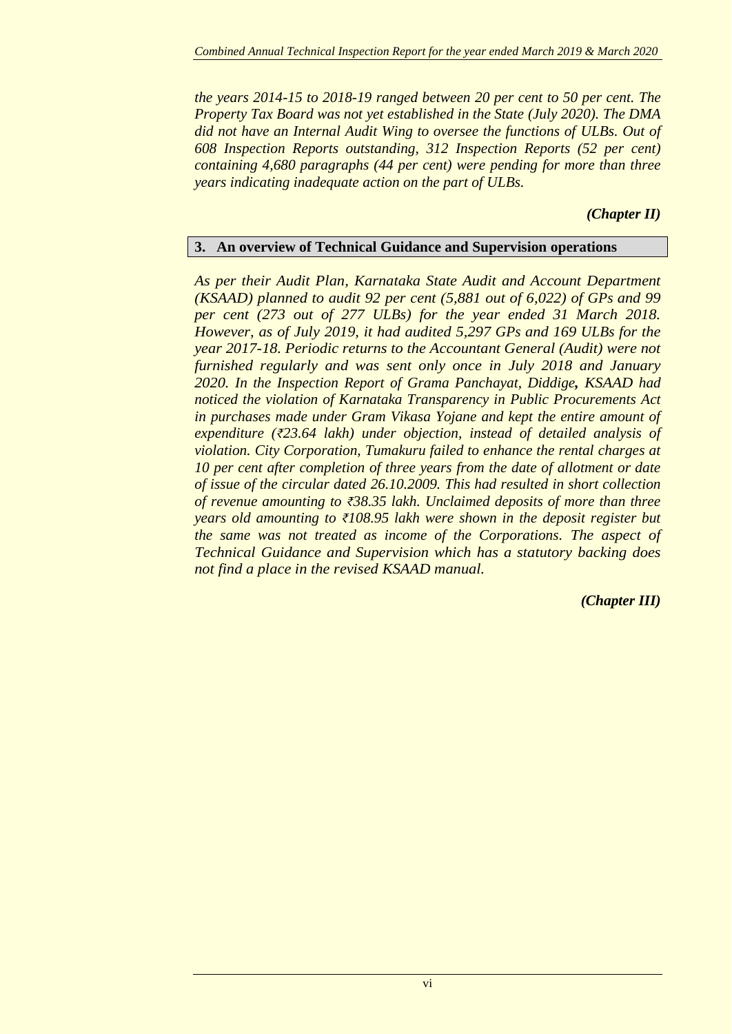*the years 2014-15 to 2018-19 ranged between 20 per cent to 50 per cent. The Property Tax Board was not yet established in the State (July 2020). The DMA did not have an Internal Audit Wing to oversee the functions of ULBs. Out of 608 Inspection Reports outstanding, 312 Inspection Reports (52 per cent) containing 4,680 paragraphs (44 per cent) were pending for more than three years indicating inadequate action on the part of ULBs.*

***(Chapter II)***

## 3. An overview of Technical Guidance and Supervision operations

*As per their Audit Plan, Karnataka State Audit and Account Department (KSAAD) planned to audit 92 per cent (5,881 out of 6,022) of GPs and 99 per cent (273 out of 277 ULBs) for the year ended 31 March 2018. However, as of July 2019, it had audited 5,297 GPs and 169 ULBs for the year 2017-18. Periodic returns to the Accountant General (Audit) were not furnished regularly and was sent only once in July 2018 and January 2020. In the Inspection Report of Grama Panchayat, Diddige, KSAAD had noticed the violation of Karnataka Transparency in Public Procurements Act in purchases made under Gram Vikasa Yojane and kept the entire amount of expenditure (₹23.64 lakh) under objection, instead of detailed analysis of violation. City Corporation, Tumakuru failed to enhance the rental charges at 10 per cent after completion of three years from the date of allotment or date of issue of the circular dated 26.10.2009. This had resulted in short collection of revenue amounting to ₹38.35 lakh. Unclaimed deposits of more than three years old amounting to ₹108.95 lakh were shown in the deposit register but the same was not treated as income of the Corporations. The aspect of Technical Guidance and Supervision which has a statutory backing does not find a place in the revised KSAAD manual.*

***(Chapter III)***